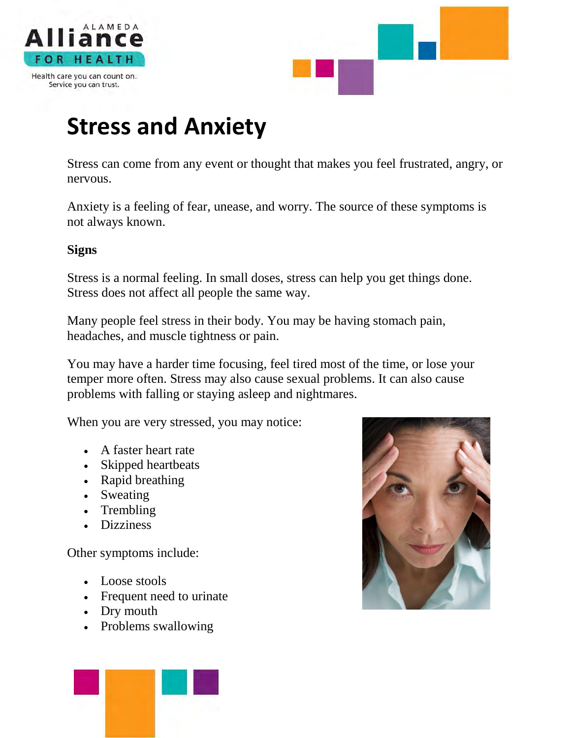# Stress and Anxiety

Stress can come from any event or thought that makes you feel frustrated, angry, or nervous.

Anxiety is a feeling of fear, unease, and worry. The source of these symptoms is not always known.

**Signs**

Stress is a normal feeling. In small doses, stress can help you get things done. Stress does not affect all people the same way.

Many people feel stress in their body. You may be having stomach pain, headaches, and muscle tightness or pain.

You may have a harder time focusing, feel tired most of the time, or lose your temper more often. Stress may also cause sexual problems. It can also cause problems with falling or staying asleep and nightmares.

When you are very stressed, you may notice:

- A faster heart rate
- Skipped heartbeats
- Rapid breathing
- Sweating
- Trembling
- Dizziness

Other symptoms include:

- Loose stools
- Frequent need to urinate
- Dry mouth
- Problems swallowing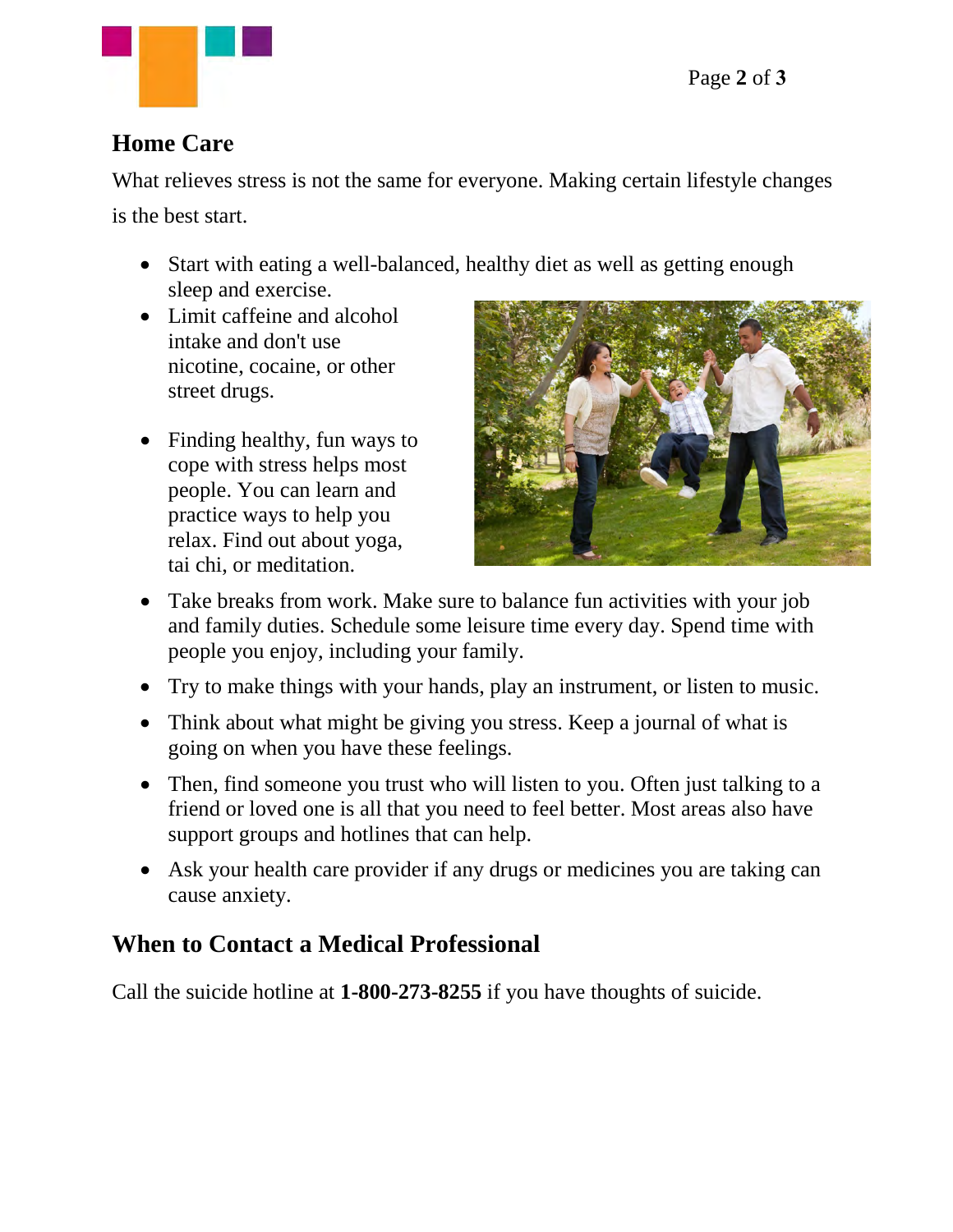## Home Care

What relieves stress is not the same for everyone. Making certain lifestyle changes is the best start.

- Start with eating a well-balanced, healthy diet as well as getting enough sleep and exercise.
- Limit caffeine and alcohol intake and don't use nicotine, cocaine, or other street drugs.
- Finding healthy, fun ways to cope with stress helps most people. You can learn and practice ways to help you relax. Find out about yoga, tai chi, or meditation.
- Take breaks from work. Make sure to balance fun activities with your job and family duties. Schedule some leisure time every day. Spend time with people you enjoy, including your family.
- Try to make things with your hands, play an instrument, or listen to music.
- Think about what might be giving you stress. Keep a journal of what is going on when you have these feelings.
- Then, find someone you trust who will listen to you. Often just talking to a friend or loved one is all that you need to feel better. Most areas also have support groups and hotlines that can help.
- Ask your health care provider if any drugs or medicines you are taking can cause anxiety.

## When to Contact a Medical Professional

Call the suicide hotline at **1-800-273-8255** if you have thoughts of suicide.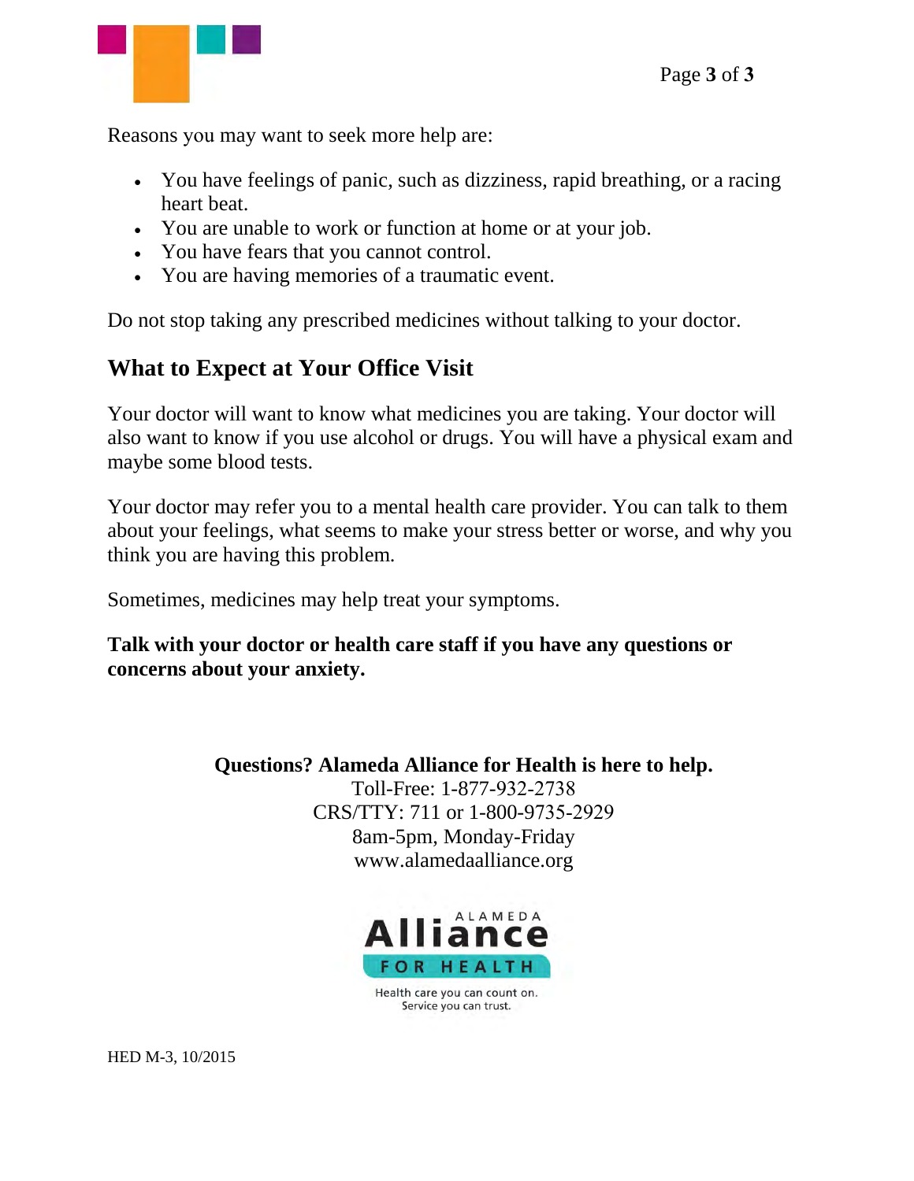Reasons you may want to seek more help are:

- You have feelings of panic, such as dizziness, rapid breathing, or a racing heart beat.
- You are unable to work or function at home or at your job.
- You have fears that you cannot control.
- You are having memories of a traumatic event.

Do not stop taking any prescribed medicines without talking to your doctor.

## What to Expect at Your Office Visit

Your doctor will want to know what medicines you are taking. Your doctor will also want to know if you use alcohol or drugs. You will have a physical exam and maybe some blood tests.

Your doctor may refer you to a mental health care provider. You can talk to them about your feelings, what seems to make your stress better or worse, and why you think you are having this problem.

Sometimes, medicines may help treat your symptoms.

**Talk with your doctor or health care staff if you have any questions or concerns about your anxiety.**

**Questions? Alameda Alliance for Health is here to help.**
Toll-Free: 1-877-932-2738
CRS/TTY: 711 or 1-800-9735-2929
8am-5pm, Monday-Friday
www.alamedaalliance.org

ALAMEDA Alliance FOR HEALTH
Health care you can count on.
Service you can trust.

HED M-3, 10/2015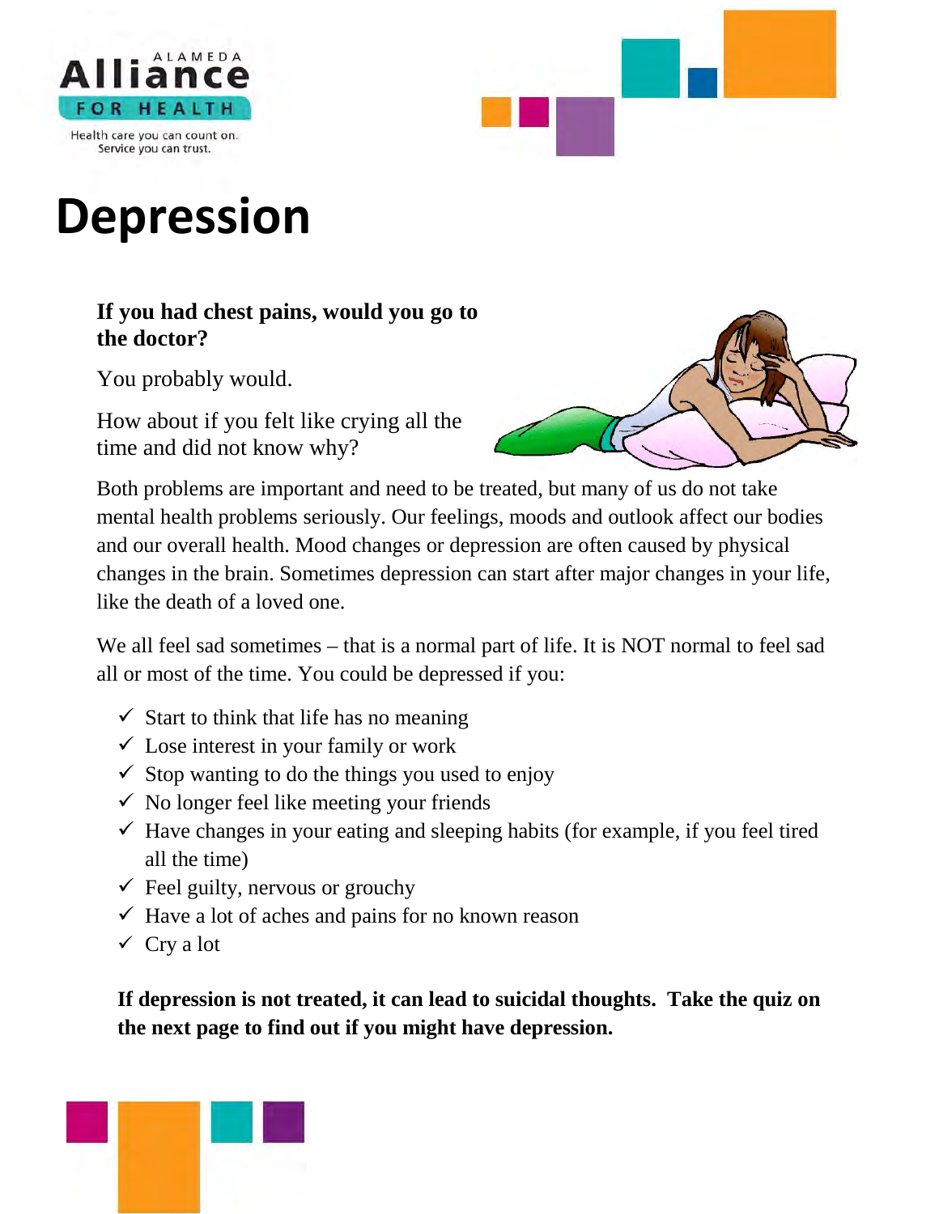Alameda Alliance for Health

Health care you can count on. Service you can trust.

# Depression

**If you had chest pains, would you go to the doctor?**

You probably would.

How about if you felt like crying all the time and did not know why?

Both problems are important and need to be treated, but many of us do not take mental health problems seriously. Our feelings, moods and outlook affect our bodies and our overall health. Mood changes or depression are often caused by physical changes in the brain. Sometimes depression can start after major changes in your life, like the death of a loved one.

We all feel sad sometimes – that is a normal part of life. It is NOT normal to feel sad all or most of the time. You could be depressed if you:

- ✓ Start to think that life has no meaning
- ✓ Lose interest in your family or work
- ✓ Stop wanting to do the things you used to enjoy
- ✓ No longer feel like meeting your friends
- ✓ Have changes in your eating and sleeping habits (for example, if you feel tired all the time)
- ✓ Feel guilty, nervous or grouchy
- ✓ Have a lot of aches and pains for no known reason
- ✓ Cry a lot

**If depression is not treated, it can lead to suicidal thoughts. Take the quiz on the next page to find out if you might have depression.**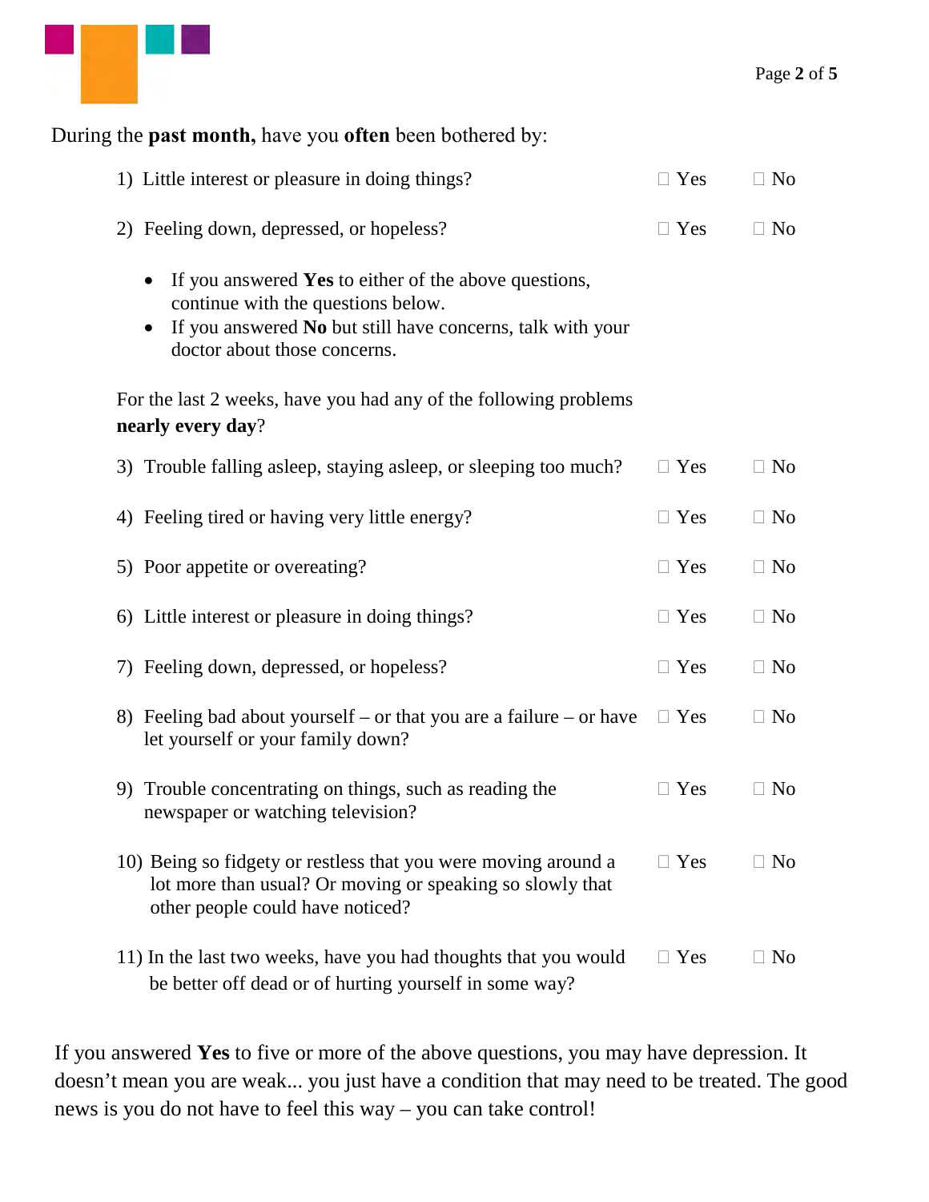During the **past month,** have you **often** been bothered by:

1) Little interest or pleasure in doing things? ☐ Yes ☐ No

2) Feeling down, depressed, or hopeless? ☐ Yes ☐ No

- If you answered **Yes** to either of the above questions, continue with the questions below.
- If you answered **No** but still have concerns, talk with your doctor about those concerns.

For the last 2 weeks, have you had any of the following problems **nearly every day**?

3) Trouble falling asleep, staying asleep, or sleeping too much? ☐ Yes ☐ No

4) Feeling tired or having very little energy? ☐ Yes ☐ No

5) Poor appetite or overeating? ☐ Yes ☐ No

6) Little interest or pleasure in doing things? ☐ Yes ☐ No

7) Feeling down, depressed, or hopeless? ☐ Yes ☐ No

8) Feeling bad about yourself – or that you are a failure – or have let yourself or your family down? ☐ Yes ☐ No

9) Trouble concentrating on things, such as reading the newspaper or watching television? ☐ Yes ☐ No

10) Being so fidgety or restless that you were moving around a lot more than usual? Or moving or speaking so slowly that other people could have noticed? ☐ Yes ☐ No

11) In the last two weeks, have you had thoughts that you would be better off dead or of hurting yourself in some way? ☐ Yes ☐ No

If you answered **Yes** to five or more of the above questions, you may have depression. It doesn't mean you are weak... you just have a condition that may need to be treated. The good news is you do not have to feel this way – you can take control!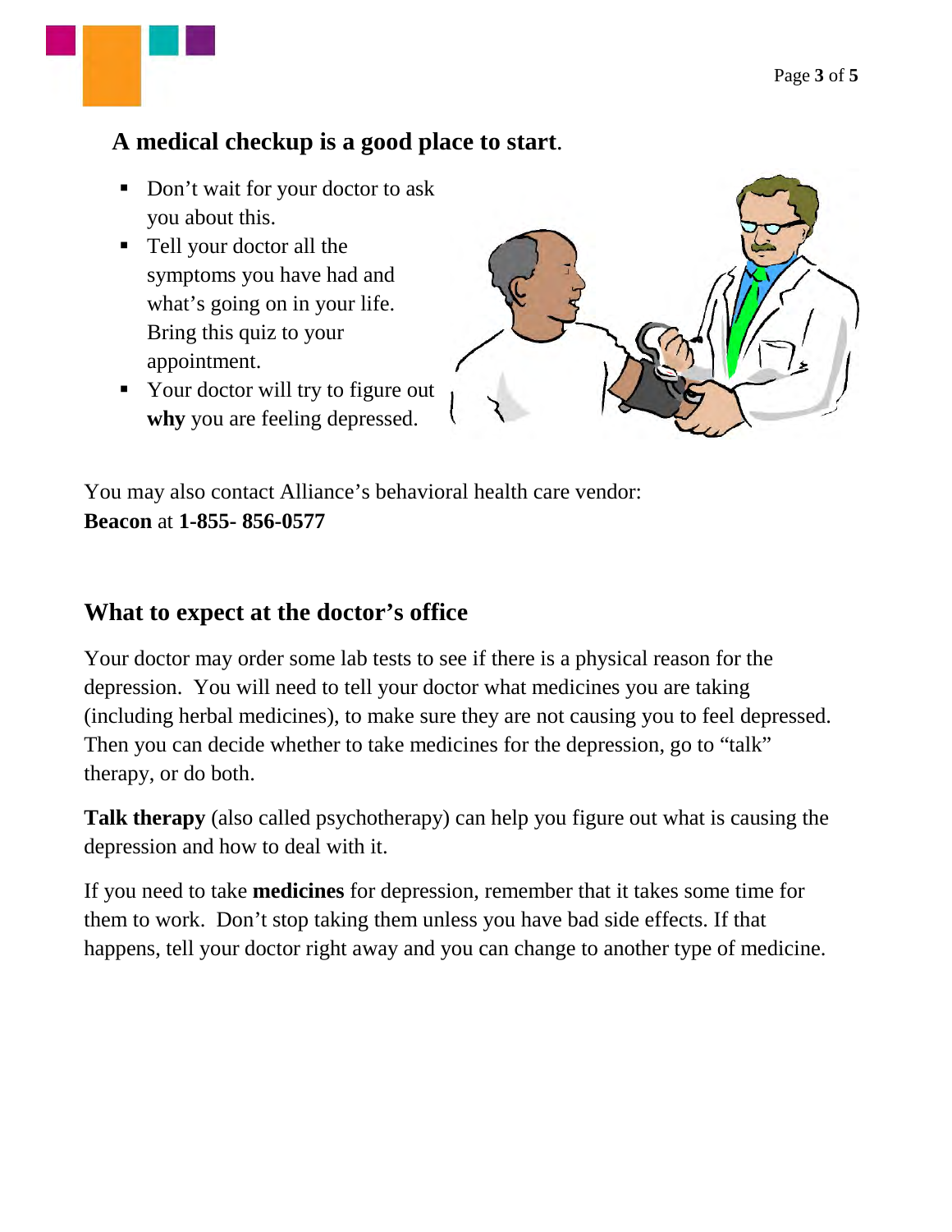## A medical checkup is a good place to start.

- Don't wait for your doctor to ask you about this.
- Tell your doctor all the symptoms you have had and what's going on in your life. Bring this quiz to your appointment.
- Your doctor will try to figure out **why** you are feeling depressed.

You may also contact Alliance's behavioral health care vendor:
**Beacon** at **1-855- 856-0577**

## What to expect at the doctor's office

Your doctor may order some lab tests to see if there is a physical reason for the depression. You will need to tell your doctor what medicines you are taking (including herbal medicines), to make sure they are not causing you to feel depressed. Then you can decide whether to take medicines for the depression, go to "talk" therapy, or do both.

**Talk therapy** (also called psychotherapy) can help you figure out what is causing the depression and how to deal with it.

If you need to take **medicines** for depression, remember that it takes some time for them to work. Don't stop taking them unless you have bad side effects. If that happens, tell your doctor right away and you can change to another type of medicine.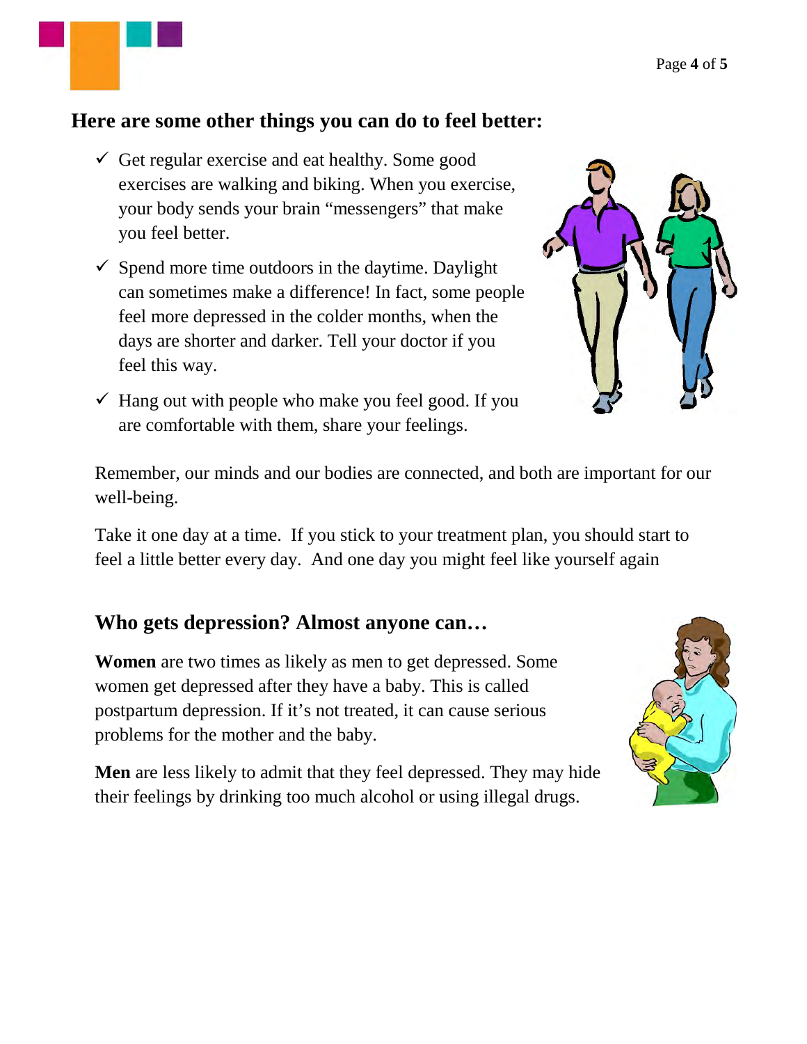## Here are some other things you can do to feel better:

- ✓ Get regular exercise and eat healthy. Some good exercises are walking and biking. When you exercise, your body sends your brain "messengers" that make you feel better.
- ✓ Spend more time outdoors in the daytime. Daylight can sometimes make a difference! In fact, some people feel more depressed in the colder months, when the days are shorter and darker. Tell your doctor if you feel this way.
- ✓ Hang out with people who make you feel good. If you are comfortable with them, share your feelings.

Remember, our minds and our bodies are connected, and both are important for our well-being.

Take it one day at a time. If you stick to your treatment plan, you should start to feel a little better every day. And one day you might feel like yourself again

## Who gets depression? Almost anyone can…

**Women** are two times as likely as men to get depressed. Some women get depressed after they have a baby. This is called postpartum depression. If it's not treated, it can cause serious problems for the mother and the baby.

**Men** are less likely to admit that they feel depressed. They may hide their feelings by drinking too much alcohol or using illegal drugs.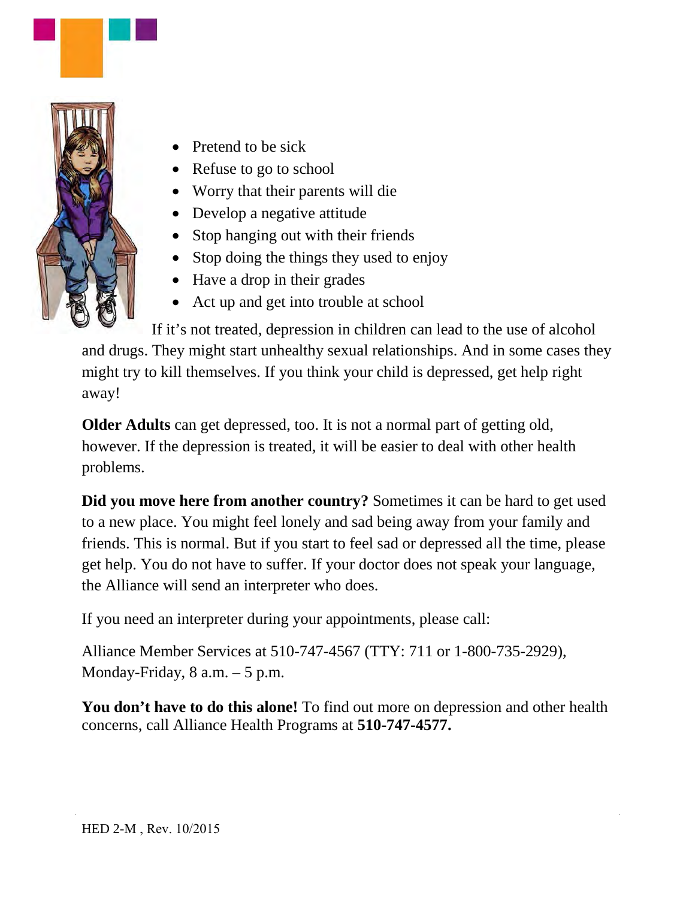- Pretend to be sick
- Refuse to go to school
- Worry that their parents will die
- Develop a negative attitude
- Stop hanging out with their friends
- Stop doing the things they used to enjoy
- Have a drop in their grades
- Act up and get into trouble at school

If it's not treated, depression in children can lead to the use of alcohol and drugs. They might start unhealthy sexual relationships. And in some cases they might try to kill themselves. If you think your child is depressed, get help right away!

**Older Adults** can get depressed, too. It is not a normal part of getting old, however. If the depression is treated, it will be easier to deal with other health problems.

**Did you move here from another country?** Sometimes it can be hard to get used to a new place. You might feel lonely and sad being away from your family and friends. This is normal. But if you start to feel sad or depressed all the time, please get help. You do not have to suffer. If your doctor does not speak your language, the Alliance will send an interpreter who does.

If you need an interpreter during your appointments, please call:

Alliance Member Services at 510-747-4567 (TTY: 711 or 1-800-735-2929), Monday-Friday, 8 a.m. – 5 p.m.

**You don't have to do this alone!** To find out more on depression and other health concerns, call Alliance Health Programs at **510-747-4577.**

HED 2-M , Rev. 10/2015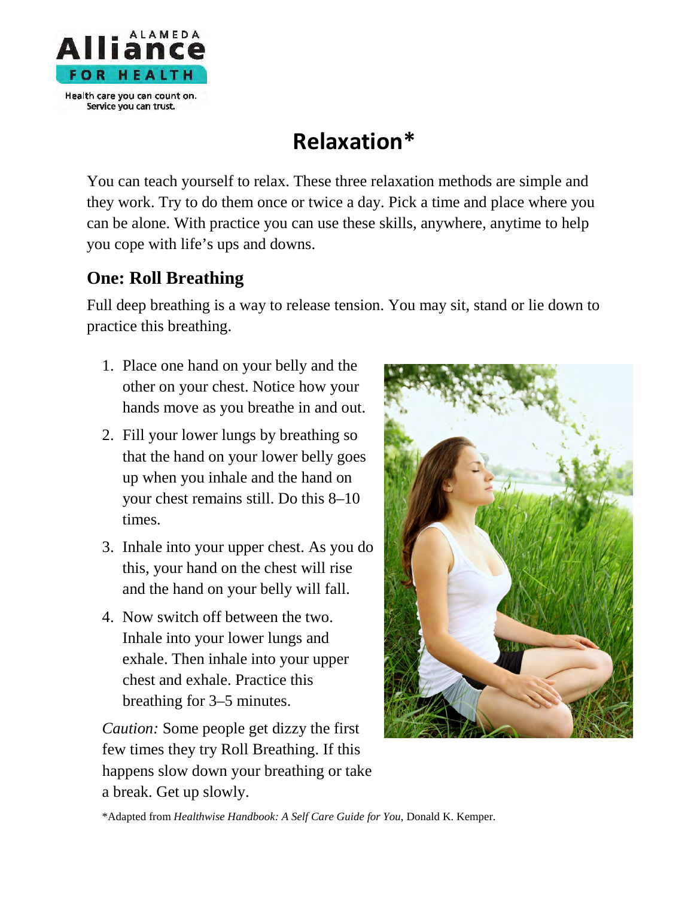# Relaxation*

You can teach yourself to relax. These three relaxation methods are simple and they work. Try to do them once or twice a day. Pick a time and place where you can be alone. With practice you can use these skills, anywhere, anytime to help you cope with life's ups and downs.

## One: Roll Breathing

Full deep breathing is a way to release tension. You may sit, stand or lie down to practice this breathing.

1. Place one hand on your belly and the other on your chest. Notice how your hands move as you breathe in and out.
2. Fill your lower lungs by breathing so that the hand on your lower belly goes up when you inhale and the hand on your chest remains still. Do this 8–10 times.
3. Inhale into your upper chest. As you do this, your hand on the chest will rise and the hand on your belly will fall.
4. Now switch off between the two. Inhale into your lower lungs and exhale. Then inhale into your upper chest and exhale. Practice this breathing for 3–5 minutes.

*Caution:* Some people get dizzy the first few times they try Roll Breathing. If this happens slow down your breathing or take a break. Get up slowly.

*Adapted from *Healthwise Handbook: A Self Care Guide for You*, Donald K. Kemper.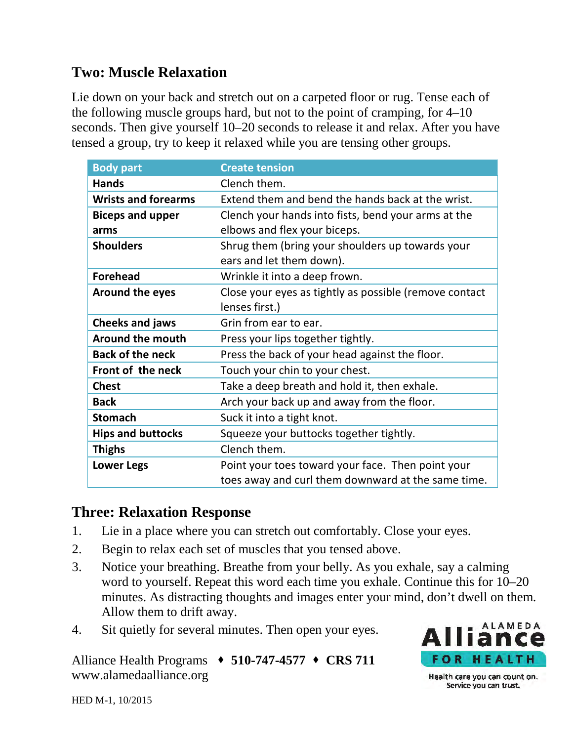## Two: Muscle Relaxation

Lie down on your back and stretch out on a carpeted floor or rug. Tense each of the following muscle groups hard, but not to the point of cramping, for 4–10 seconds. Then give yourself 10–20 seconds to release it and relax. After you have tensed a group, try to keep it relaxed while you are tensing other groups.

| Body part | Create tension |
|---|---|
| **Hands** | Clench them. |
| **Wrists and forearms** | Extend them and bend the hands back at the wrist. |
| **Biceps and upper arms** | Clench your hands into fists, bend your arms at the elbows and flex your biceps. |
| **Shoulders** | Shrug them (bring your shoulders up towards your ears and let them down). |
| **Forehead** | Wrinkle it into a deep frown. |
| **Around the eyes** | Close your eyes as tightly as possible (remove contact lenses first.) |
| **Cheeks and jaws** | Grin from ear to ear. |
| **Around the mouth** | Press your lips together tightly. |
| **Back of the neck** | Press the back of your head against the floor. |
| **Front of the neck** | Touch your chin to your chest. |
| **Chest** | Take a deep breath and hold it, then exhale. |
| **Back** | Arch your back up and away from the floor. |
| **Stomach** | Suck it into a tight knot. |
| **Hips and buttocks** | Squeeze your buttocks together tightly. |
| **Thighs** | Clench them. |
| **Lower Legs** | Point your toes toward your face. Then point your toes away and curl them downward at the same time. |

## Three: Relaxation Response

1. Lie in a place where you can stretch out comfortably. Close your eyes.
2. Begin to relax each set of muscles that you tensed above.
3. Notice your breathing. Breathe from your belly. As you exhale, say a calming word to yourself. Repeat this word each time you exhale. Continue this for 10–20 minutes. As distracting thoughts and images enter your mind, don't dwell on them. Allow them to drift away.
4. Sit quietly for several minutes. Then open your eyes.

Alliance Health Programs ♦ **510-747-4577** ♦ **CRS 711**
www.alamedaalliance.org

ALAMEDA Alliance FOR HEALTH
Health care you can count on. Service you can trust.

HED M-1, 10/2015